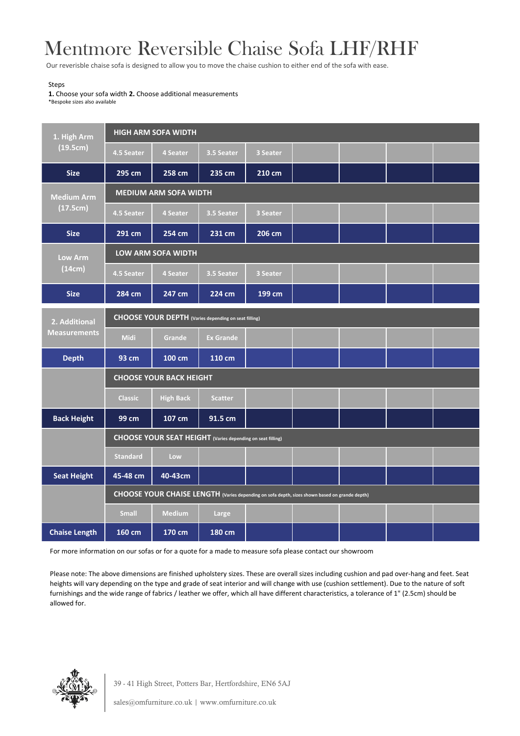# Mentmore Reversible Chaise Sofa LHF/RHF

Our reversible chaise sofa is designed to allow you to move the chaise cushion to either end of the sofa with ease.

Steps

**1.** Choose your sofa width **2.** Choose additional measurements

*Bespoke sizes also available

| 1. High Arm (19.5cm) | HIGH ARM SOFA WIDTH | | | | | | | |
|---|---|---|---|---|---|---|---|---|
| | 4.5 Seater | 4 Seater | 3.5 Seater | 3 Seater | | | | |
| **Size** | 295 cm | 258 cm | 235 cm | 210 cm | | | | |
| **Medium Arm (17.5cm)** | MEDIUM ARM SOFA WIDTH | | | | | | | |
| | 4.5 Seater | 4 Seater | 3.5 Seater | 3 Seater | | | | |
| **Size** | 291 cm | 254 cm | 231 cm | 206 cm | | | | |
| **Low Arm (14cm)** | LOW ARM SOFA WIDTH | | | | | | | |
| | 4.5 Seater | 4 Seater | 3.5 Seater | 3 Seater | | | | |
| **Size** | 284 cm | 247 cm | 224 cm | 199 cm | | | | |

| 2. Additional Measurements | CHOOSE YOUR DEPTH (Varies depending on seat filling) | | | | | | | |
|---|---|---|---|---|---|---|---|---|
| | Midi | Grande | Ex Grande | | | | | |
| **Depth** | 93 cm | 100 cm | 110 cm | | | | | |
| | CHOOSE YOUR BACK HEIGHT | | | | | | | |
| | Classic | High Back | Scatter | | | | | |
| **Back Height** | 99 cm | 107 cm | 91.5 cm | | | | | |
| | CHOOSE YOUR SEAT HEIGHT (Varies depending on seat filling) | | | | | | | |
| | Standard | Low | | | | | | |
| **Seat Height** | 45-48 cm | 40-43cm | | | | | | |
| | CHOOSE YOUR CHAISE LENGTH (Varies depending on sofa depth, sizes shown based on grande depth) | | | | | | | |
| | Small | Medium | Large | | | | | |
| **Chaise Length** | 160 cm | 170 cm | 180 cm | | | | | |

For more information on our sofas or for a quote for a made to measure sofa please contact our showroom

Please note: The above dimensions are finished upholstery sizes. These are overall sizes including cushion and pad over-hang and feet. Seat heights will vary depending on the type and grade of seat interior and will change with use (cushion settlement). Due to the nature of soft furnishings and the wide range of fabrics / leather we offer, which all have different characteristics, a tolerance of 1" (2.5cm) should be allowed for.

39 - 41 High Street, Potters Bar, Hertfordshire, EN6 5AJ

sales@omfurniture.co.uk | www.omfurniture.co.uk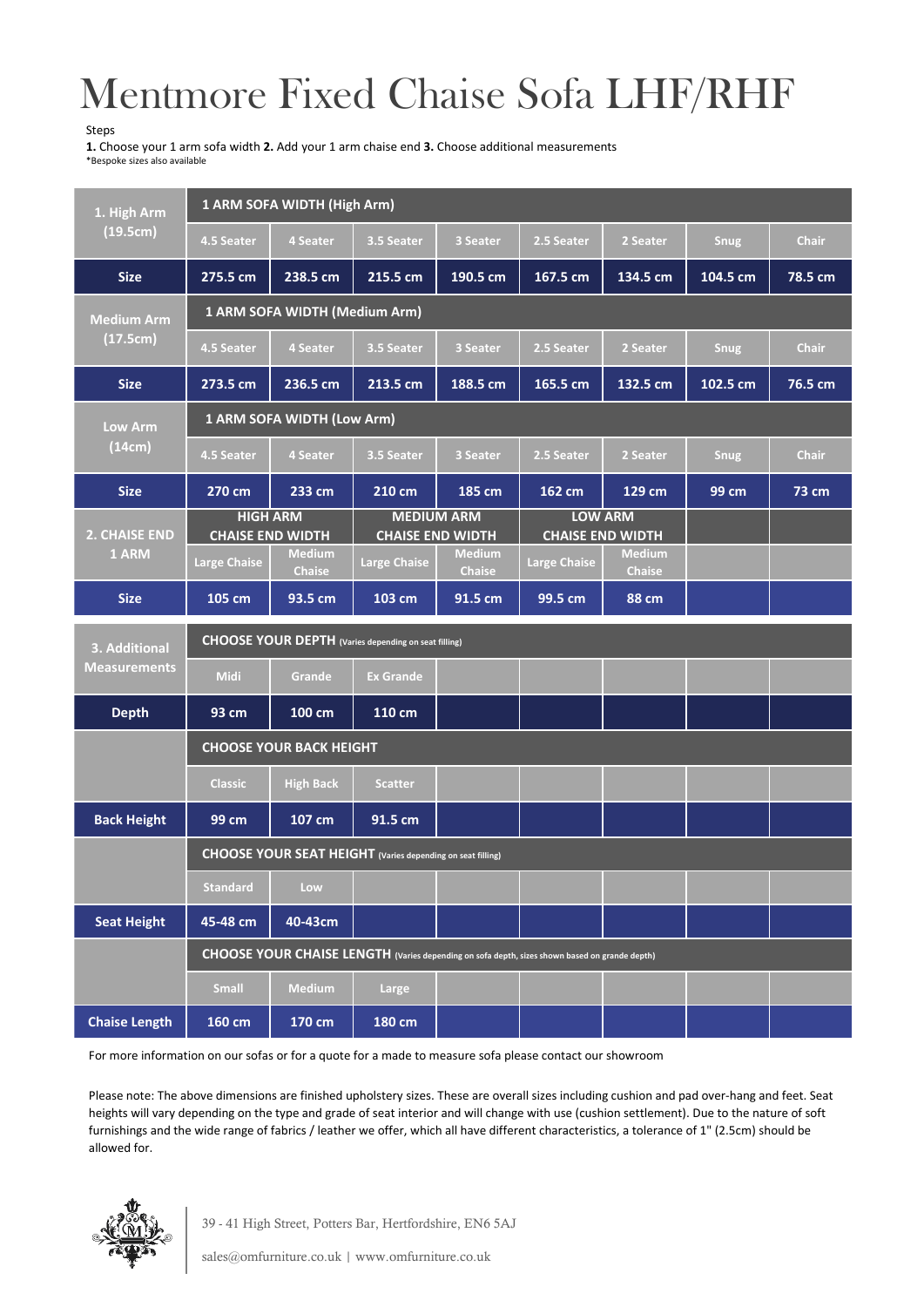# Mentmore Fixed Chaise Sofa LHF/RHF

Steps

**1.** Choose your 1 arm sofa width **2.** Add your 1 arm chaise end **3.** Choose additional measurements

*Bespoke sizes also available

| | | | | | | | | |
|---|---|---|---|---|---|---|---|---|
| 1. High Arm (19.5cm) | 1 ARM SOFA WIDTH (High Arm) | | | | | | | |
| | 4.5 Seater | 4 Seater | 3.5 Seater | 3 Seater | 2.5 Seater | 2 Seater | Snug | Chair |
| Size | 275.5 cm | 238.5 cm | 215.5 cm | 190.5 cm | 167.5 cm | 134.5 cm | 104.5 cm | 78.5 cm |
| Medium Arm (17.5cm) | 1 ARM SOFA WIDTH (Medium Arm) | | | | | | | |
| | 4.5 Seater | 4 Seater | 3.5 Seater | 3 Seater | 2.5 Seater | 2 Seater | Snug | Chair |
| Size | 273.5 cm | 236.5 cm | 213.5 cm | 188.5 cm | 165.5 cm | 132.5 cm | 102.5 cm | 76.5 cm |
| Low Arm (14cm) | 1 ARM SOFA WIDTH (Low Arm) | | | | | | | |
| | 4.5 Seater | 4 Seater | 3.5 Seater | 3 Seater | 2.5 Seater | 2 Seater | Snug | Chair |
| Size | 270 cm | 233 cm | 210 cm | 185 cm | 162 cm | 129 cm | 99 cm | 73 cm |
| 2. CHAISE END 1 ARM | HIGH ARM CHAISE END WIDTH | | MEDIUM ARM CHAISE END WIDTH | | LOW ARM CHAISE END WIDTH | | | |
| | Large Chaise | Medium Chaise | Large Chaise | Medium Chaise | Large Chaise | Medium Chaise | | |
| Size | 105 cm | 93.5 cm | 103 cm | 91.5 cm | 99.5 cm | 88 cm | | |

| | | | | | | | | |
|---|---|---|---|---|---|---|---|---|
| 3. Additional Measurements | CHOOSE YOUR DEPTH (Varies depending on seat filling) | | | | | | | |
| | Midi | Grande | Ex Grande | | | | | |
| Depth | 93 cm | 100 cm | 110 cm | | | | | |
| | CHOOSE YOUR BACK HEIGHT | | | | | | | |
| | Classic | High Back | Scatter | | | | | |
| Back Height | 99 cm | 107 cm | 91.5 cm | | | | | |
| | CHOOSE YOUR SEAT HEIGHT (Varies depending on seat filling) | | | | | | | |
| | Standard | Low | | | | | | |
| Seat Height | 45-48 cm | 40-43cm | | | | | | |
| | CHOOSE YOUR CHAISE LENGTH (Varies depending on sofa depth, sizes shown based on grande depth) | | | | | | | |
| | Small | Medium | Large | | | | | |
| Chaise Length | 160 cm | 170 cm | 180 cm | | | | | |

For more information on our sofas or for a quote for a made to measure sofa please contact our showroom

Please note: The above dimensions are finished upholstery sizes. These are overall sizes including cushion and pad over-hang and feet. Seat heights will vary depending on the type and grade of seat interior and will change with use (cushion settlement). Due to the nature of soft furnishings and the wide range of fabrics / leather we offer, which all have different characteristics, a tolerance of 1" (2.5cm) should be allowed for.

39 - 41 High Street, Potters Bar, Hertfordshire, EN6 5AJ

sales@omfurniture.co.uk | www.omfurniture.co.uk